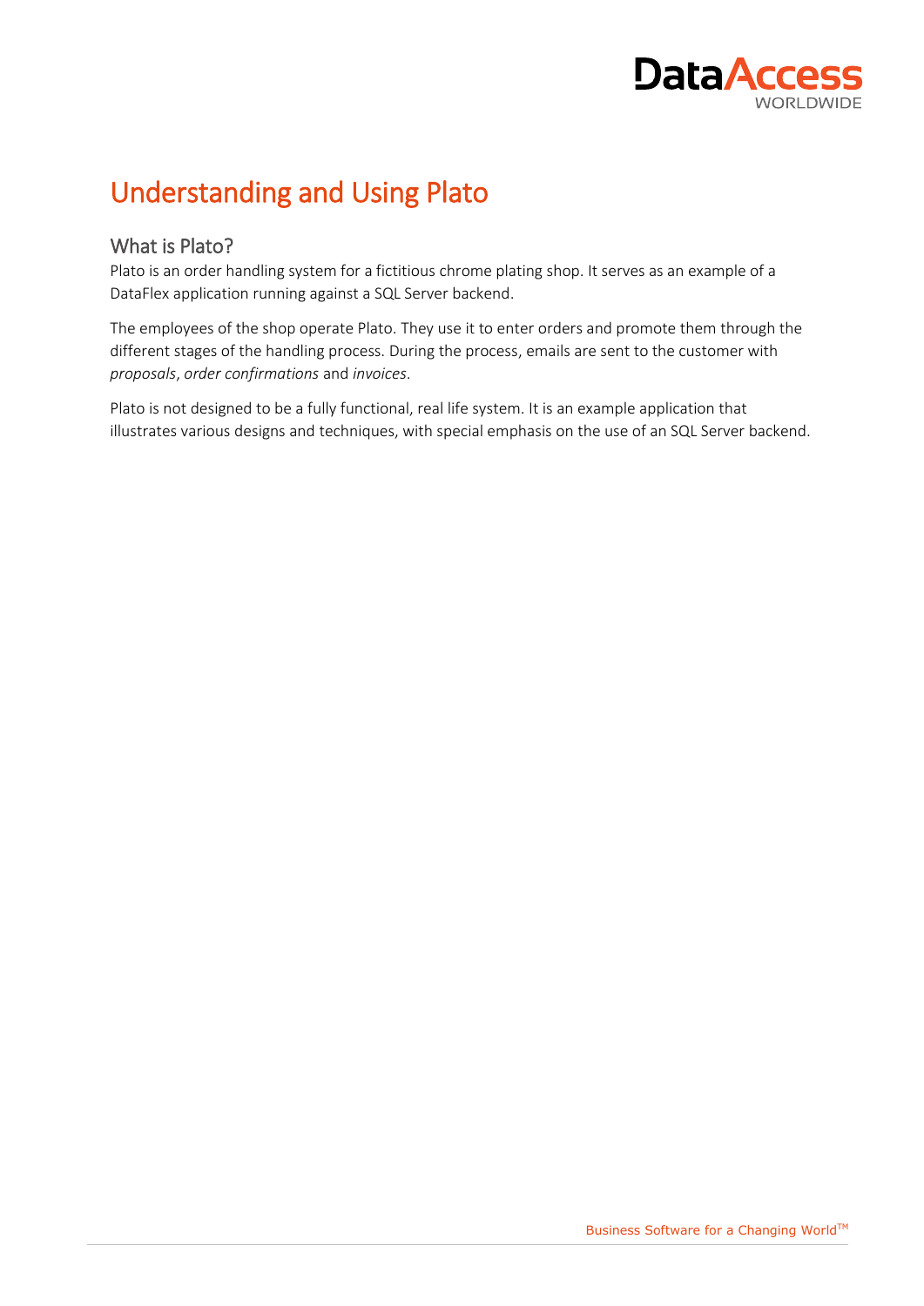# Understanding and Using Plato

## What is Plato?

Plato is an order handling system for a fictitious chrome plating shop. It serves as an example of a DataFlex application running against a SQL Server backend.

The employees of the shop operate Plato. They use it to enter orders and promote them through the different stages of the handling process. During the process, emails are sent to the customer with *proposals*, *order confirmations* and *invoices*.

Plato is not designed to be a fully functional, real life system. It is an example application that illustrates various designs and techniques, with special emphasis on the use of an SQL Server backend.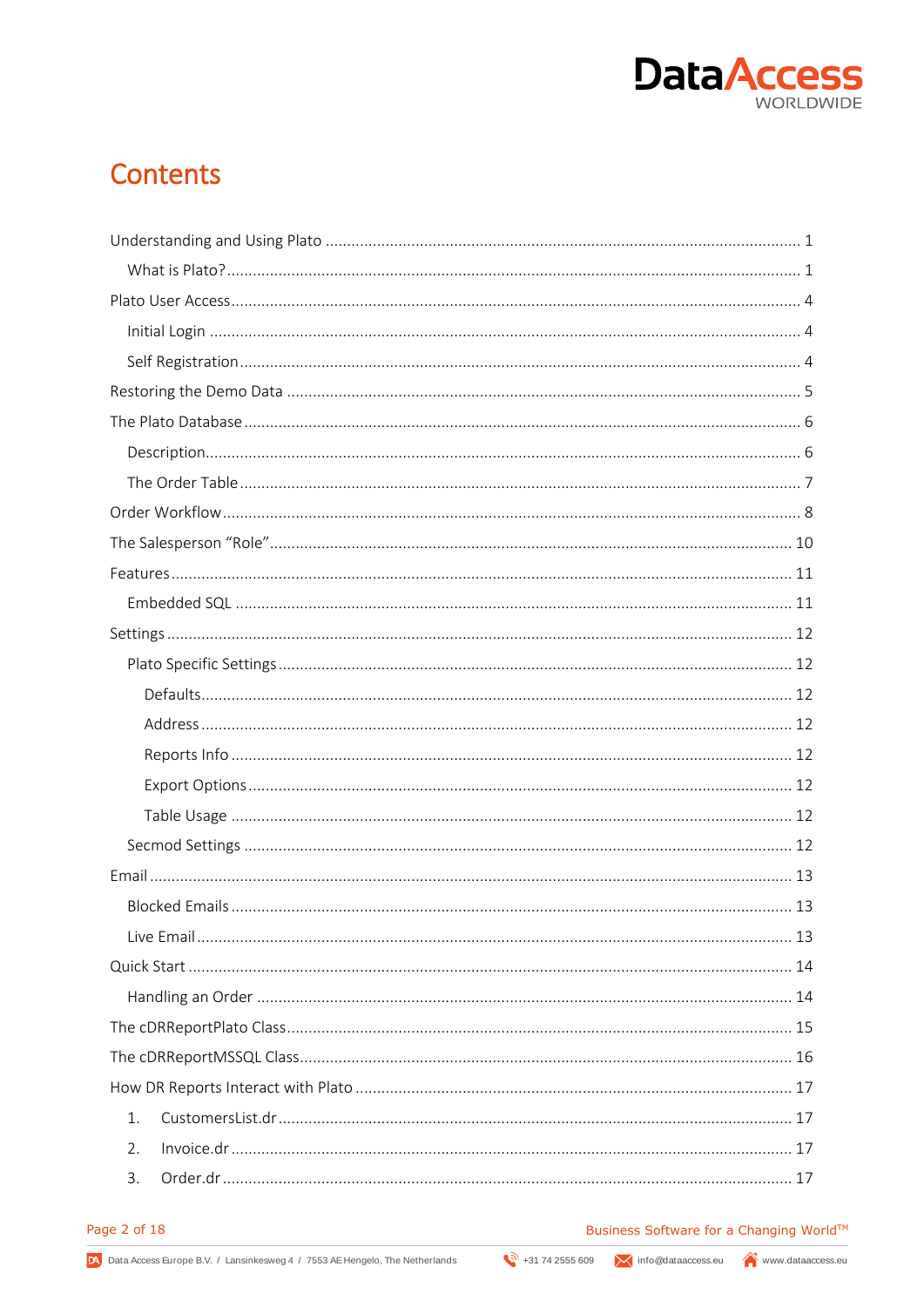# Contents

- Understanding and Using Plato ... 1
  - What is Plato? ... 1
- Plato User Access ... 4
  - Initial Login ... 4
  - Self Registration ... 4
- Restoring the Demo Data ... 5
- The Plato Database ... 6
  - Description ... 6
  - The Order Table ... 7
- Order Workflow ... 8
- The Salesperson "Role" ... 10
- Features ... 11
  - Embedded SQL ... 11
- Settings ... 12
  - Plato Specific Settings ... 12
    - Defaults ... 12
    - Address ... 12
    - Reports Info ... 12
    - Export Options ... 12
    - Table Usage ... 12
  - Secmod Settings ... 12
- Email ... 13
  - Blocked Emails ... 13
  - Live Email ... 13
- Quick Start ... 14
  - Handling an Order ... 14
- The cDRReportPlato Class ... 15
- The cDRReportMSSQL Class ... 16
- How DR Reports Interact with Plato ... 17
  1. CustomersList.dr ... 17
  2. Invoice.dr ... 17
  3. Order.dr ... 17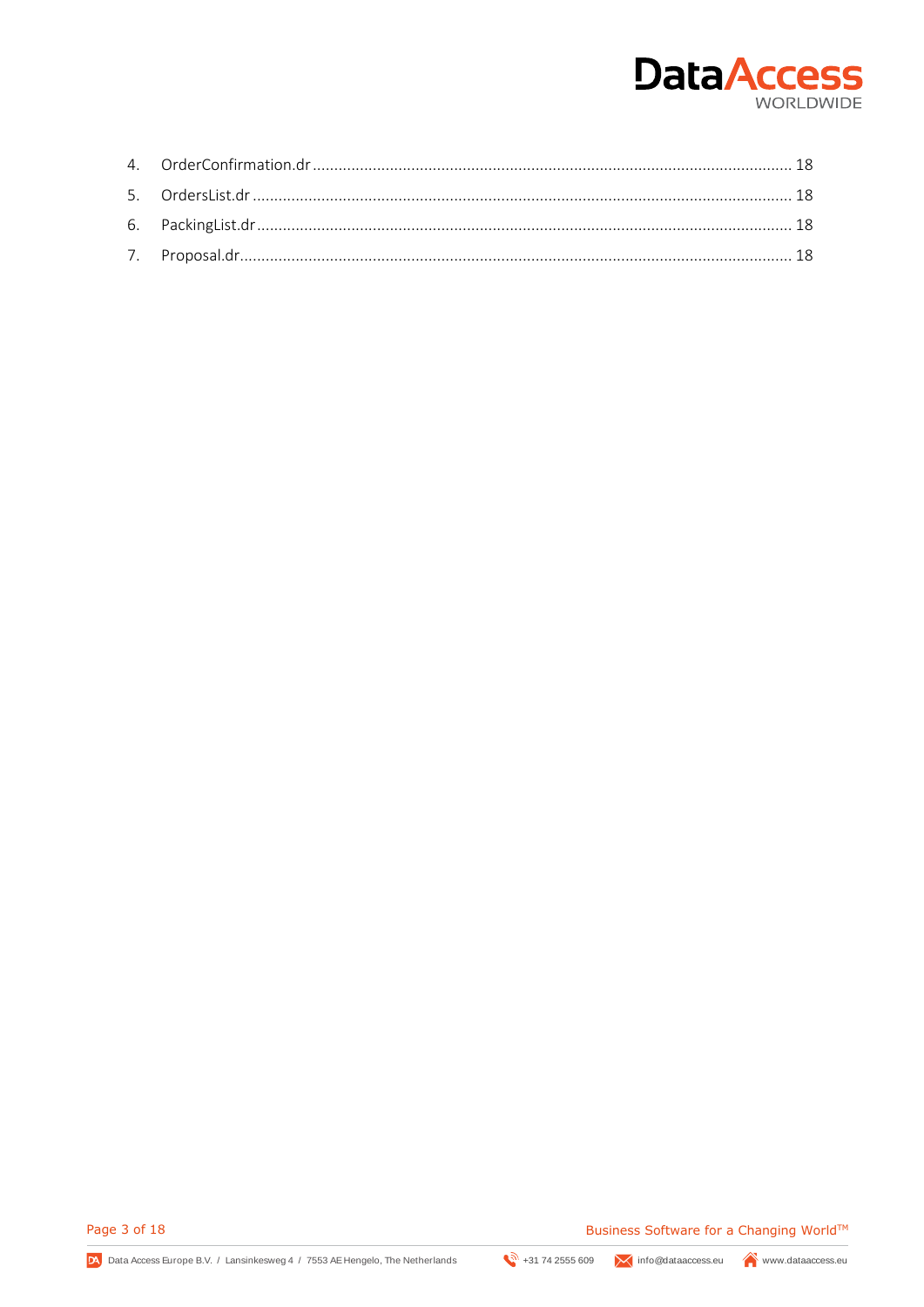4. OrderConfirmation.dr ........................................................................................................ 18
5. OrdersList.dr ........................................................................................................ 18
6. PackingList.dr ........................................................................................................ 18
7. Proposal.dr ........................................................................................................ 18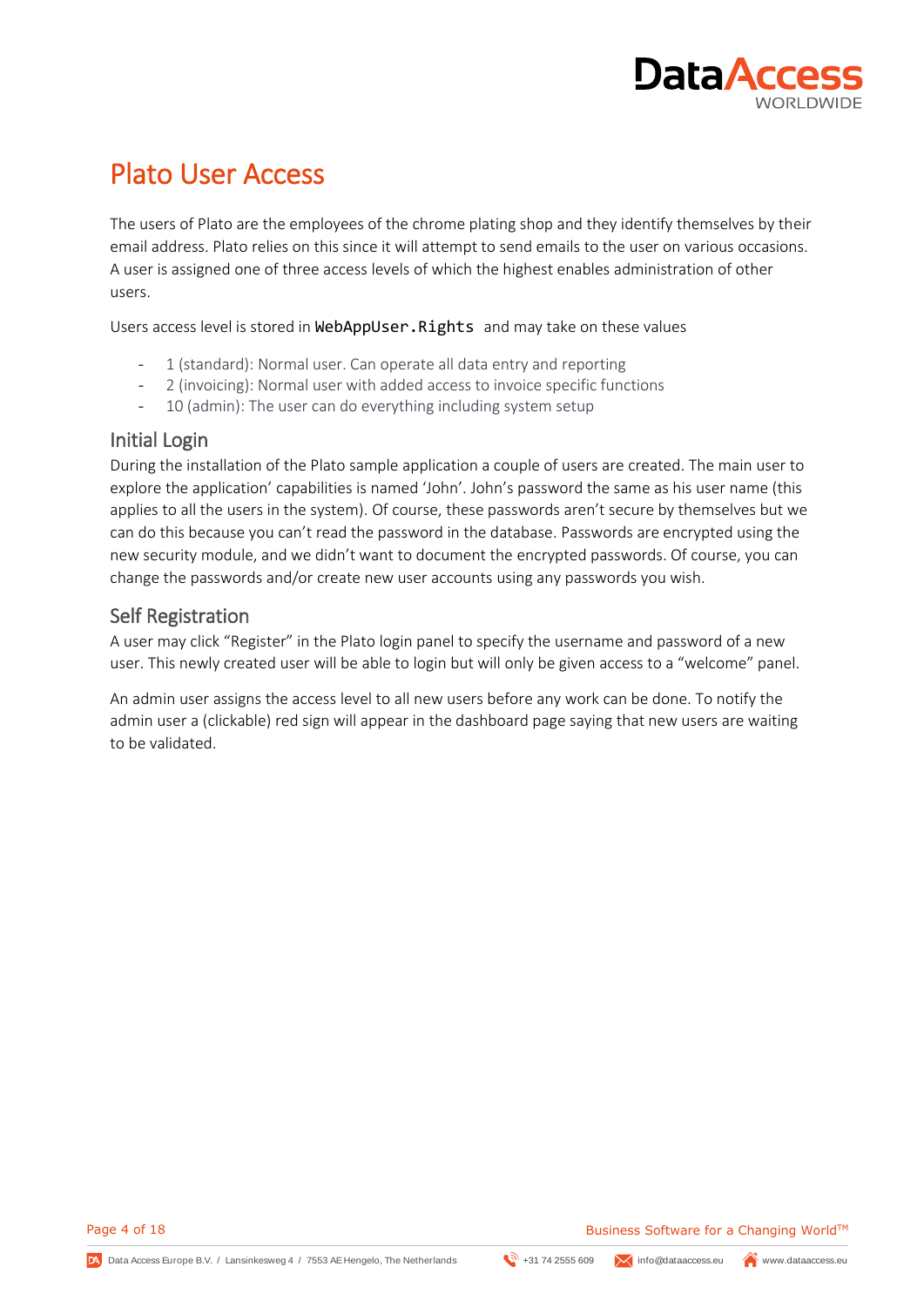# Plato User Access

The users of Plato are the employees of the chrome plating shop and they identify themselves by their email address. Plato relies on this since it will attempt to send emails to the user on various occasions. A user is assigned one of three access levels of which the highest enables administration of other users.

Users access level is stored in `WebAppUser.Rights` and may take on these values

- 1 (standard): Normal user. Can operate all data entry and reporting
- 2 (invoicing): Normal user with added access to invoice specific functions
- 10 (admin): The user can do everything including system setup

## Initial Login

During the installation of the Plato sample application a couple of users are created. The main user to explore the application' capabilities is named 'John'. John's password the same as his user name (this applies to all the users in the system). Of course, these passwords aren't secure by themselves but we can do this because you can't read the password in the database. Passwords are encrypted using the new security module, and we didn't want to document the encrypted passwords. Of course, you can change the passwords and/or create new user accounts using any passwords you wish.

## Self Registration

A user may click "Register" in the Plato login panel to specify the username and password of a new user. This newly created user will be able to login but will only be given access to a "welcome" panel.

An admin user assigns the access level to all new users before any work can be done. To notify the admin user a (clickable) red sign will appear in the dashboard page saying that new users are waiting to be validated.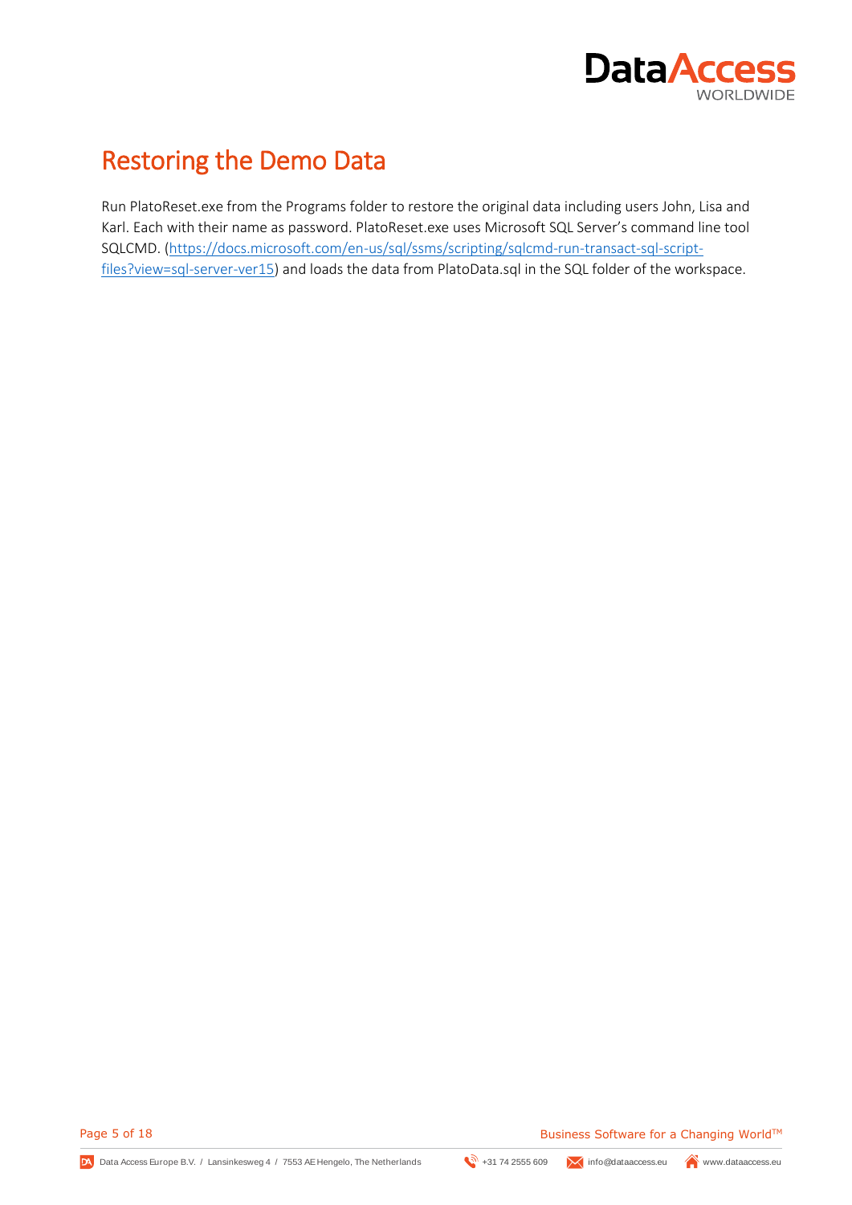# Restoring the Demo Data

Run PlatoReset.exe from the Programs folder to restore the original data including users John, Lisa and Karl. Each with their name as password. PlatoReset.exe uses Microsoft SQL Server's command line tool SQLCMD. ([https://docs.microsoft.com/en-us/sql/ssms/scripting/sqlcmd-run-transact-sql-script-files?view=sql-server-ver15](https://docs.microsoft.com/en-us/sql/ssms/scripting/sqlcmd-run-transact-sql-script-files?view=sql-server-ver15)) and loads the data from PlatoData.sql in the SQL folder of the workspace.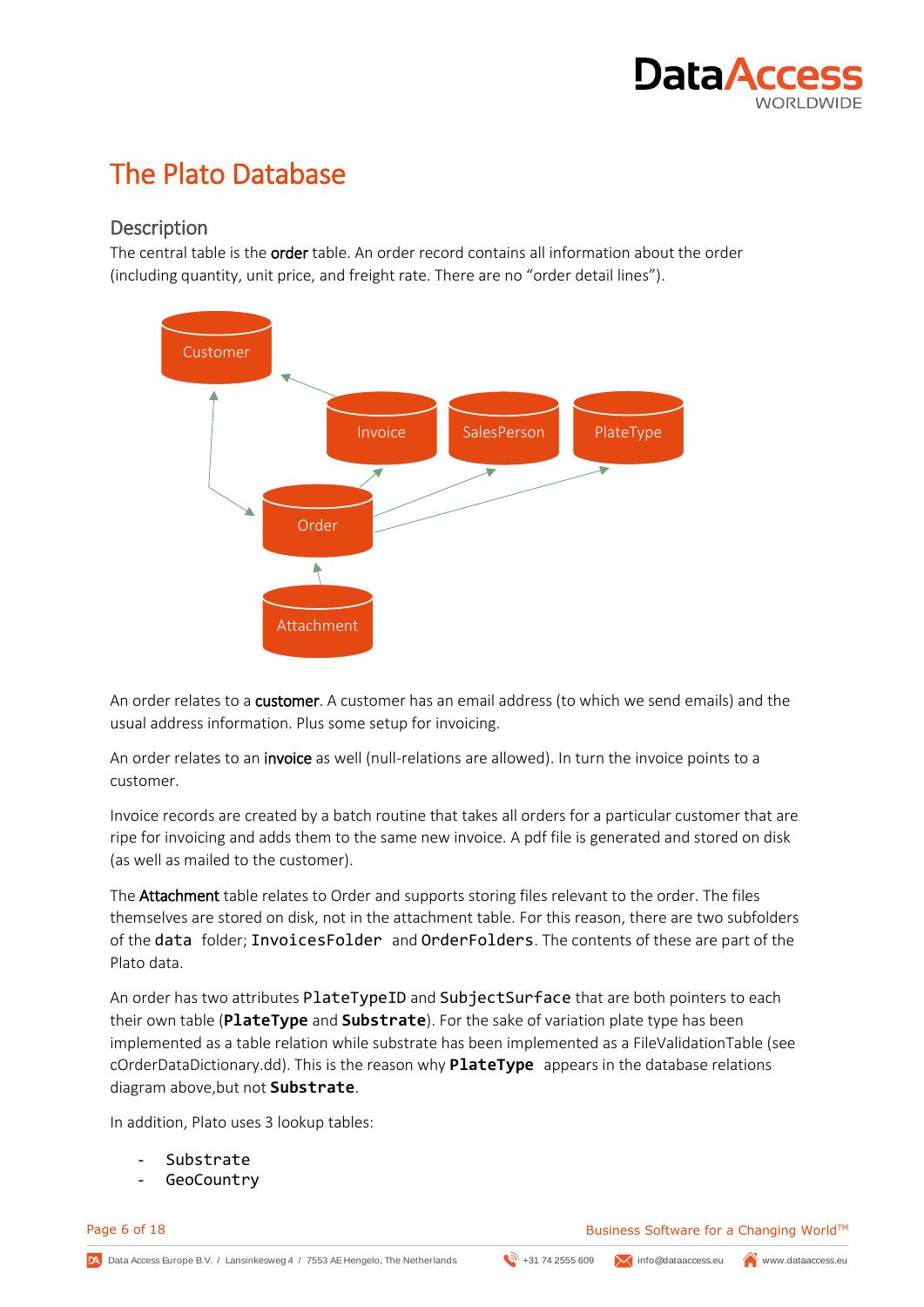# The Plato Database

## Description

The central table is the **order** table. An order record contains all information about the order (including quantity, unit price, and freight rate. There are no "order detail lines").

An order relates to a **customer**. A customer has an email address (to which we send emails) and the usual address information. Plus some setup for invoicing.

An order relates to an **invoice** as well (null-relations are allowed). In turn the invoice points to a customer.

Invoice records are created by a batch routine that takes all orders for a particular customer that are ripe for invoicing and adds them to the same new invoice. A pdf file is generated and stored on disk (as well as mailed to the customer).

The **Attachment** table relates to Order and supports storing files relevant to the order. The files themselves are stored on disk, not in the attachment table. For this reason, there are two subfolders of the `data` folder; `InvoicesFolder` and `OrderFolders`. The contents of these are part of the Plato data.

An order has two attributes `PlateTypeID` and `SubjectSurface` that are both pointers to each their own table (**`PlateType`** and **`Substrate`**). For the sake of variation plate type has been implemented as a table relation while substrate has been implemented as a FileValidationTable (see cOrderDataDictionary.dd). This is the reason why **`PlateType`** appears in the database relations diagram above,but not **`Substrate`**.

In addition, Plato uses 3 lookup tables:

- `Substrate`
- `GeoCountry`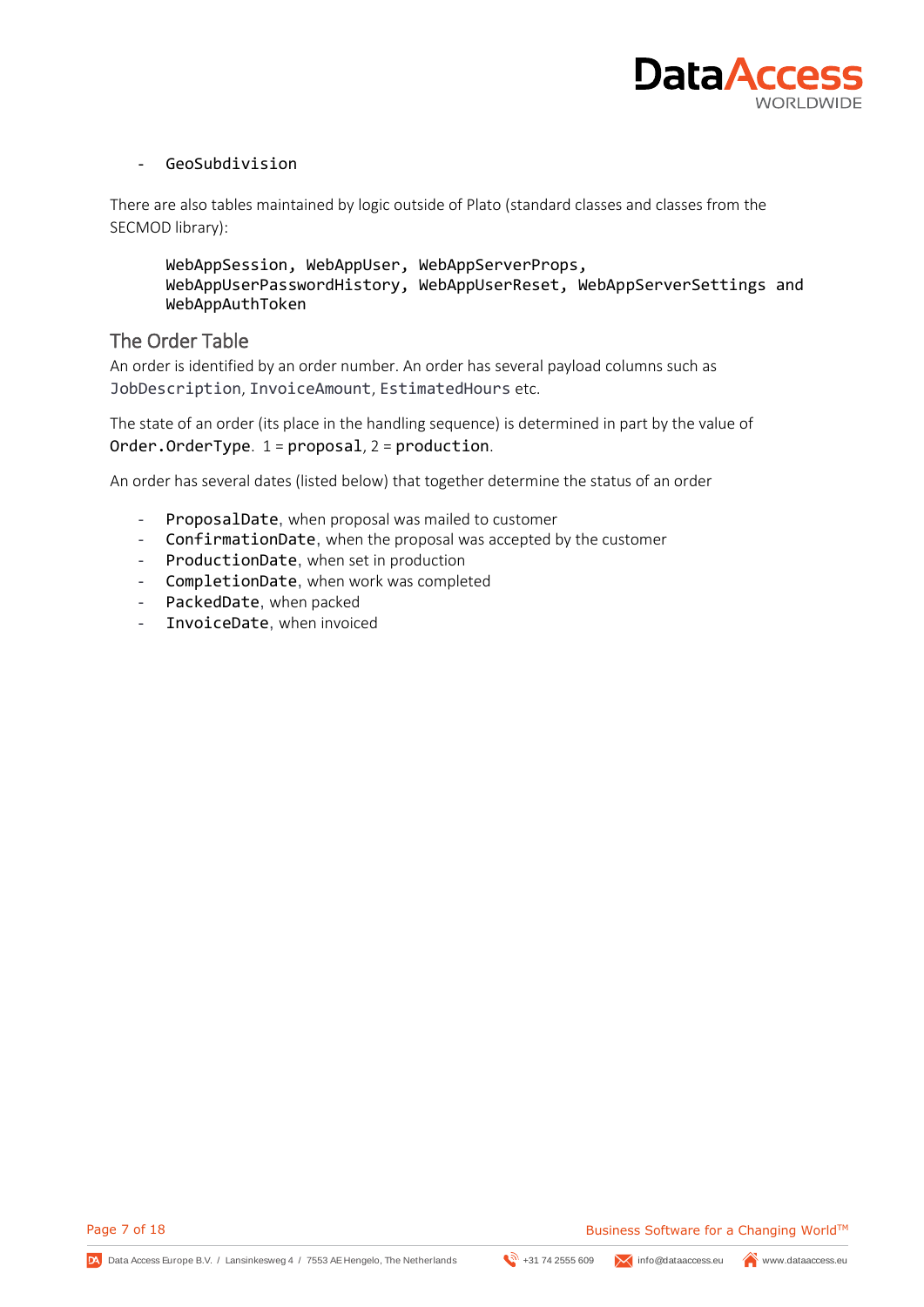- `GeoSubdivision`

There are also tables maintained by logic outside of Plato (standard classes and classes from the SECMOD library):

```
WebAppSession, WebAppUser, WebAppServerProps,
WebAppUserPasswordHistory, WebAppUserReset, WebAppServerSettings and
WebAppAuthToken
```

## The Order Table

An order is identified by an order number. An order has several payload columns such as `JobDescription`, `InvoiceAmount`, `EstimatedHours` etc.

The state of an order (its place in the handling sequence) is determined in part by the value of `Order.OrderType`. 1 = `proposal`, 2 = `production`.

An order has several dates (listed below) that together determine the status of an order

- `ProposalDate`, when proposal was mailed to customer
- `ConfirmationDate`, when the proposal was accepted by the customer
- `ProductionDate`, when set in production
- `CompletionDate`, when work was completed
- `PackedDate`, when packed
- `InvoiceDate`, when invoiced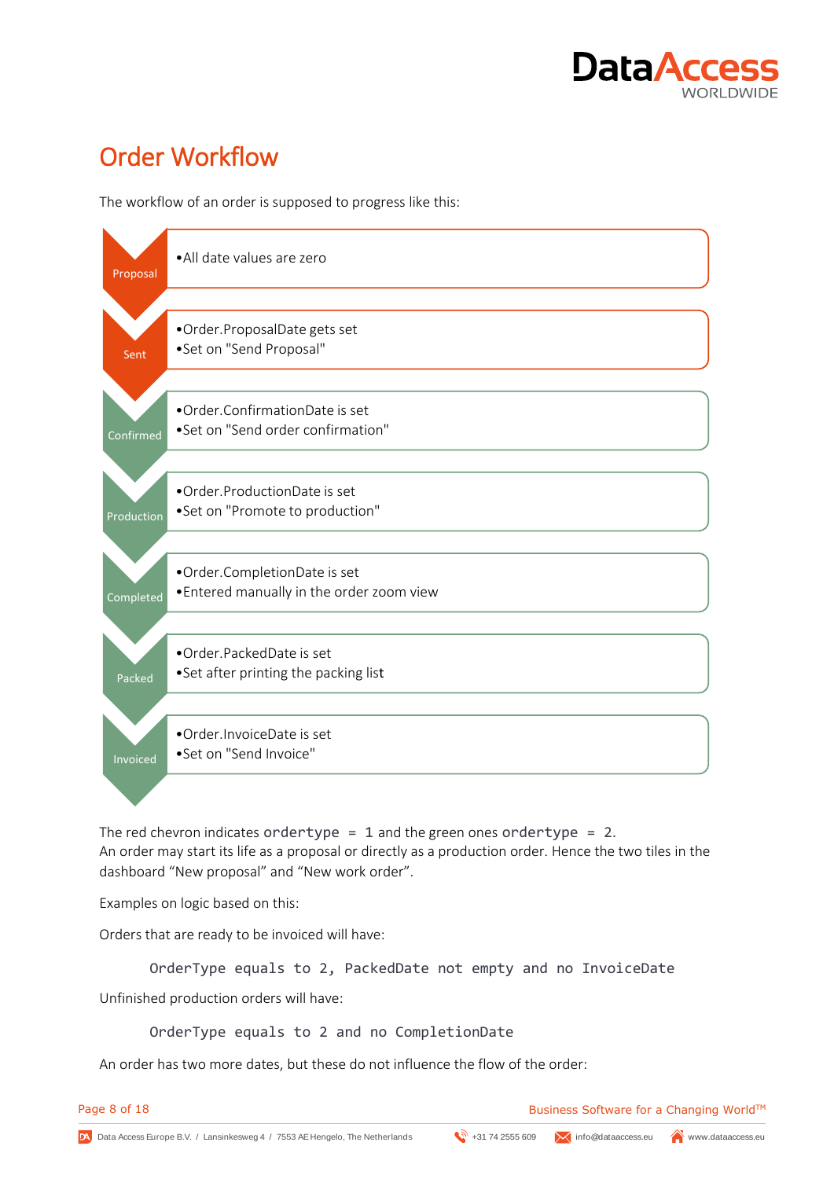# Order Workflow

The workflow of an order is supposed to progress like this:

- **Proposal**
  - All date values are zero
- **Sent**
  - Order.ProposalDate gets set
  - Set on "Send Proposal"
- **Confirmed**
  - Order.ConfirmationDate is set
  - Set on "Send order confirmation"
- **Production**
  - Order.ProductionDate is set
  - Set on "Promote to production"
- **Completed**
  - Order.CompletionDate is set
  - Entered manually in the order zoom view
- **Packed**
  - Order.PackedDate is set
  - Set after printing the packing list
- **Invoiced**
  - Order.InvoiceDate is set
  - Set on "Send Invoice"

The red chevron indicates `ordertype = 1` and the green ones `ordertype = 2`.
An order may start its life as a proposal or directly as a production order. Hence the two tiles in the dashboard “New proposal” and “New work order”.

Examples on logic based on this:

Orders that are ready to be invoiced will have:

```
OrderType equals to 2, PackedDate not empty and no InvoiceDate
```

Unfinished production orders will have:

```
OrderType equals to 2 and no CompletionDate
```

An order has two more dates, but these do not influence the flow of the order: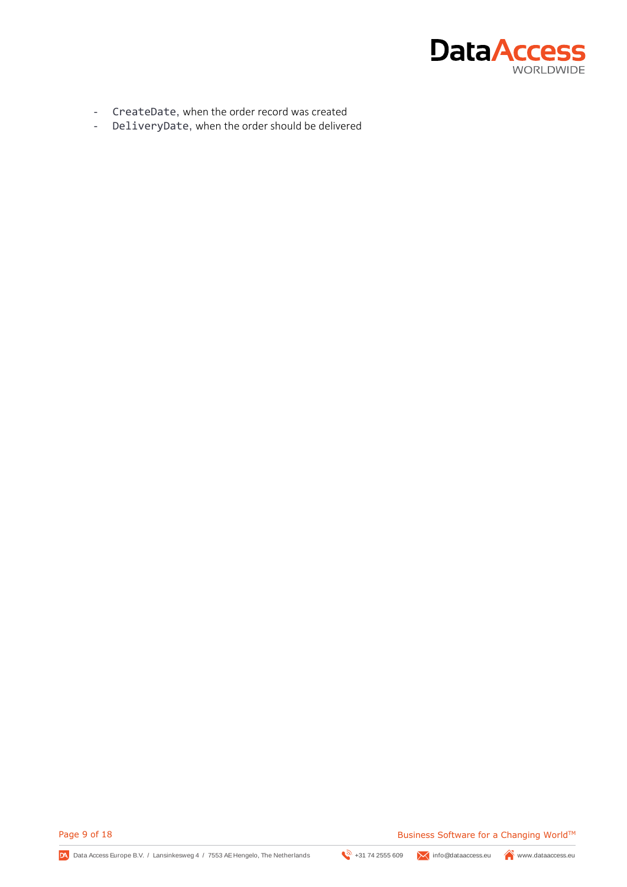- `CreateDate`, when the order record was created
- `DeliveryDate`, when the order should be delivered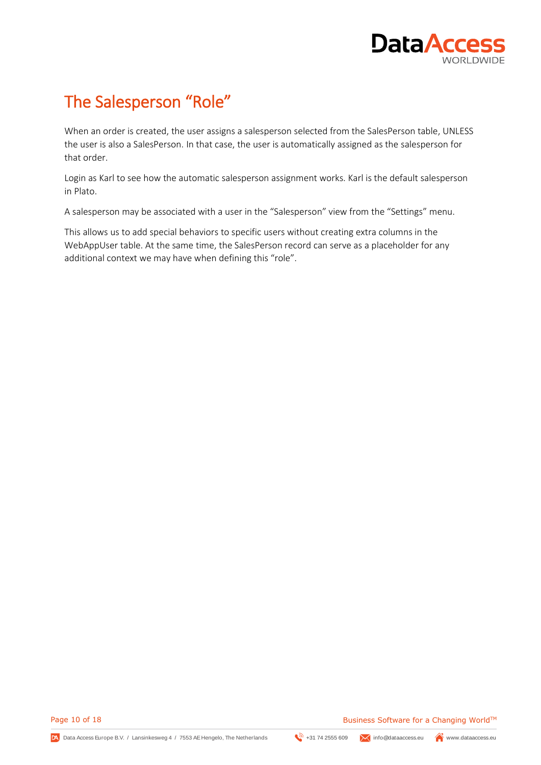# The Salesperson "Role"

When an order is created, the user assigns a salesperson selected from the SalesPerson table, UNLESS the user is also a SalesPerson. In that case, the user is automatically assigned as the salesperson for that order.

Login as Karl to see how the automatic salesperson assignment works. Karl is the default salesperson in Plato.

A salesperson may be associated with a user in the "Salesperson" view from the "Settings" menu.

This allows us to add special behaviors to specific users without creating extra columns in the WebAppUser table. At the same time, the SalesPerson record can serve as a placeholder for any additional context we may have when defining this "role".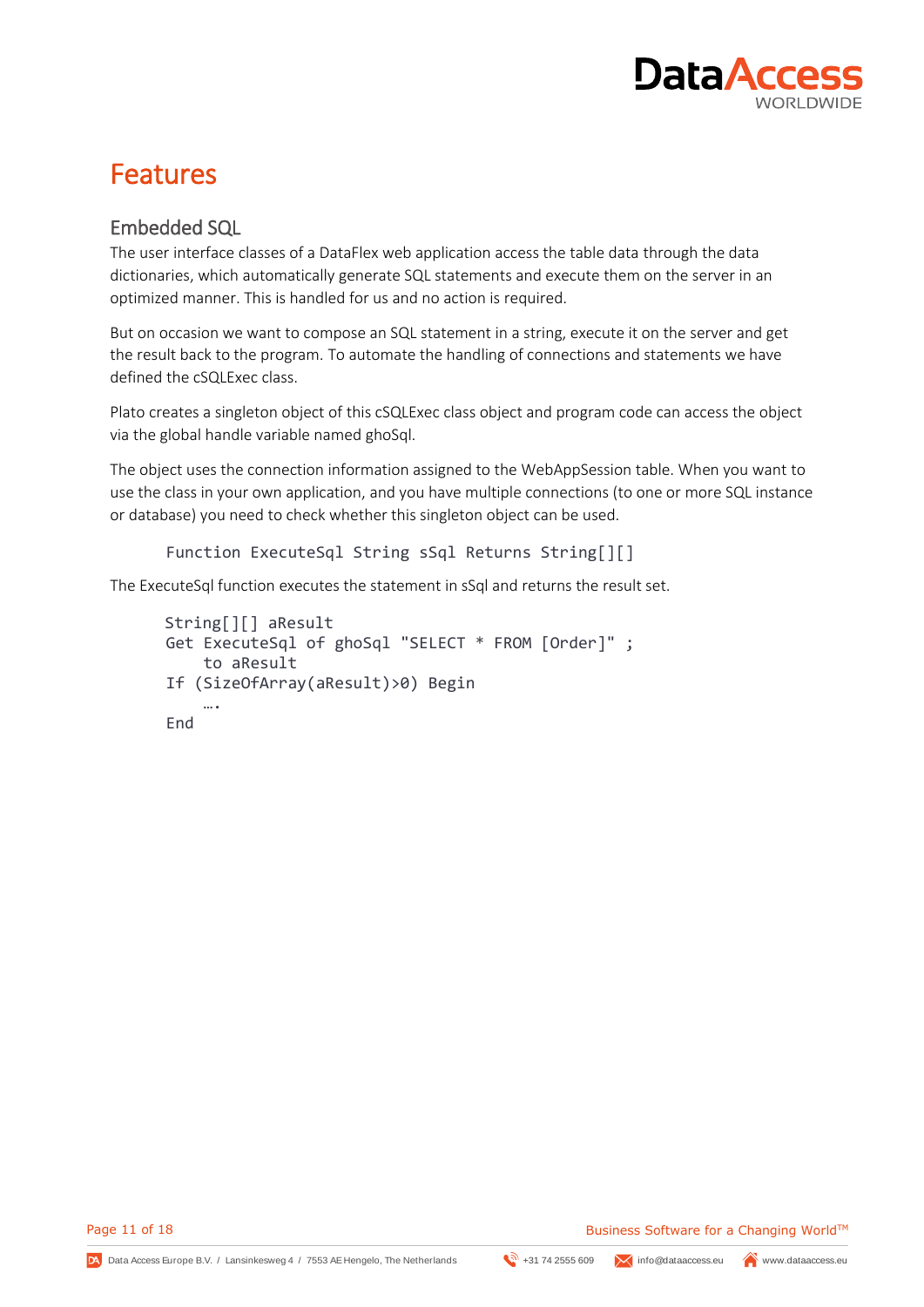# Features

## Embedded SQL

The user interface classes of a DataFlex web application access the table data through the data dictionaries, which automatically generate SQL statements and execute them on the server in an optimized manner. This is handled for us and no action is required.

But on occasion we want to compose an SQL statement in a string, execute it on the server and get the result back to the program. To automate the handling of connections and statements we have defined the cSQLExec class.

Plato creates a singleton object of this cSQLExec class object and program code can access the object via the global handle variable named ghoSql.

The object uses the connection information assigned to the WebAppSession table. When you want to use the class in your own application, and you have multiple connections (to one or more SQL instance or database) you need to check whether this singleton object can be used.

```
Function ExecuteSql String sSql Returns String[][]
```

The ExecuteSql function executes the statement in sSql and returns the result set.

```
String[][] aResult
Get ExecuteSql of ghoSql "SELECT * FROM [Order]" ;
    to aResult
If (SizeOfArray(aResult)>0) Begin
    ….
End
```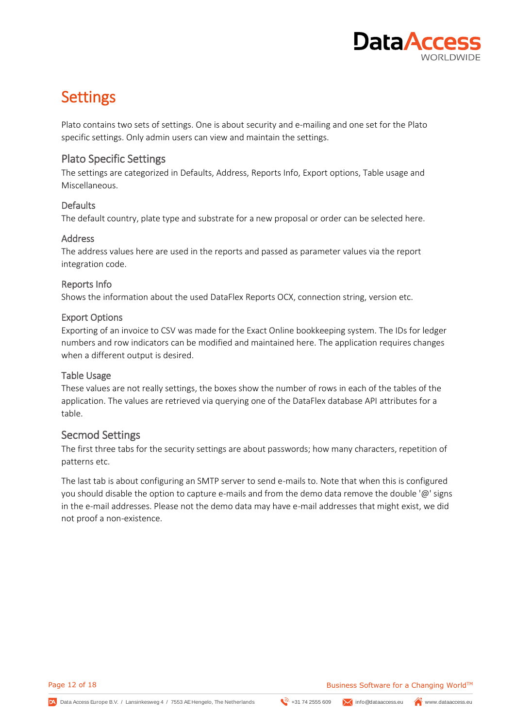# Settings

Plato contains two sets of settings. One is about security and e-mailing and one set for the Plato specific settings. Only admin users can view and maintain the settings.

## Plato Specific Settings

The settings are categorized in Defaults, Address, Reports Info, Export options, Table usage and Miscellaneous.

### Defaults

The default country, plate type and substrate for a new proposal or order can be selected here.

### Address

The address values here are used in the reports and passed as parameter values via the report integration code.

### Reports Info

Shows the information about the used DataFlex Reports OCX, connection string, version etc.

### Export Options

Exporting of an invoice to CSV was made for the Exact Online bookkeeping system. The IDs for ledger numbers and row indicators can be modified and maintained here. The application requires changes when a different output is desired.

### Table Usage

These values are not really settings, the boxes show the number of rows in each of the tables of the application. The values are retrieved via querying one of the DataFlex database API attributes for a table.

## Secmod Settings

The first three tabs for the security settings are about passwords; how many characters, repetition of patterns etc.

The last tab is about configuring an SMTP server to send e-mails to. Note that when this is configured you should disable the option to capture e-mails and from the demo data remove the double '@' signs in the e-mail addresses. Please not the demo data may have e-mail addresses that might exist, we did not proof a non-existence.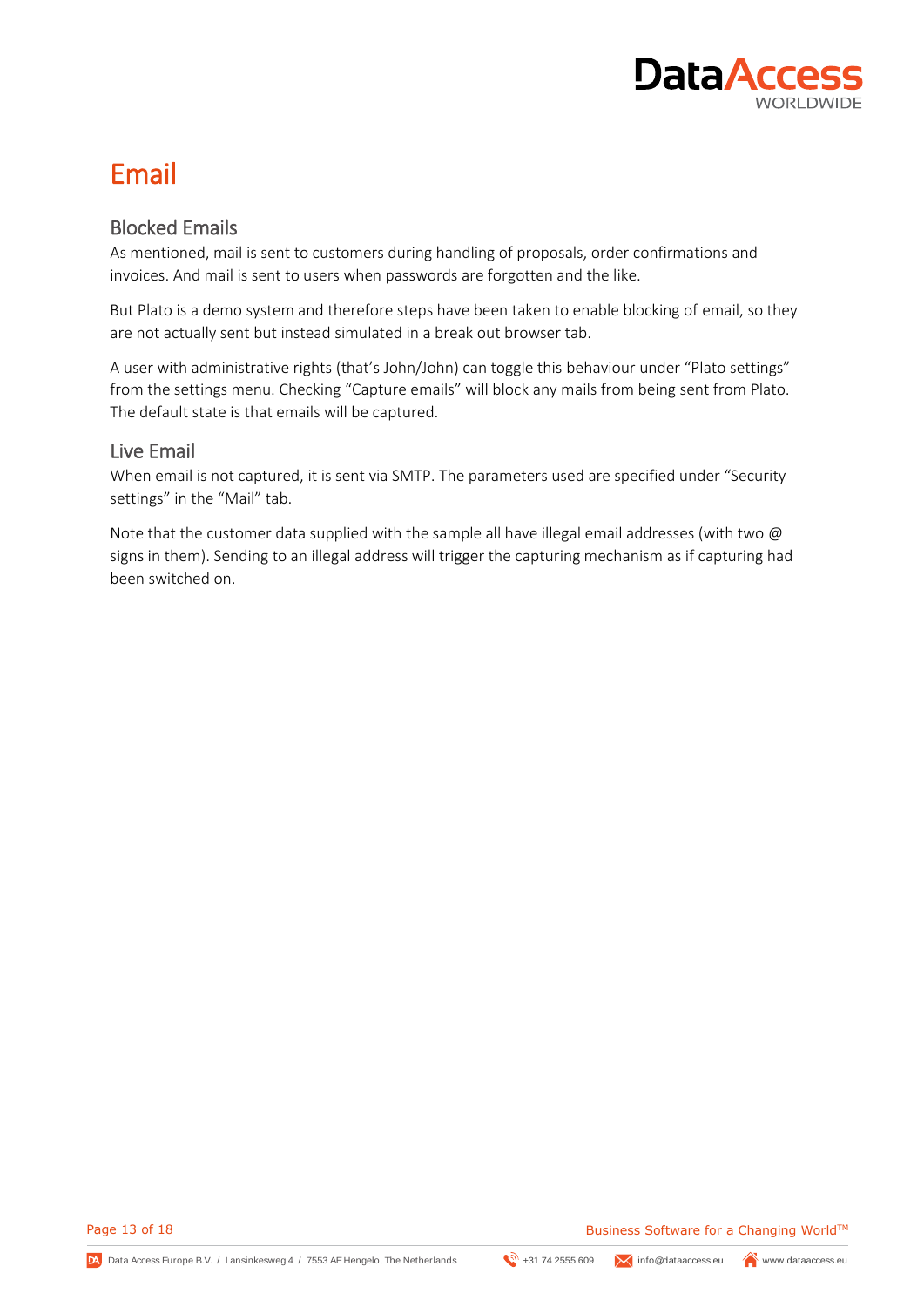# Email

## Blocked Emails

As mentioned, mail is sent to customers during handling of proposals, order confirmations and invoices. And mail is sent to users when passwords are forgotten and the like.

But Plato is a demo system and therefore steps have been taken to enable blocking of email, so they are not actually sent but instead simulated in a break out browser tab.

A user with administrative rights (that's John/John) can toggle this behaviour under "Plato settings" from the settings menu. Checking "Capture emails" will block any mails from being sent from Plato. The default state is that emails will be captured.

## Live Email

When email is not captured, it is sent via SMTP. The parameters used are specified under "Security settings" in the "Mail" tab.

Note that the customer data supplied with the sample all have illegal email addresses (with two @ signs in them). Sending to an illegal address will trigger the capturing mechanism as if capturing had been switched on.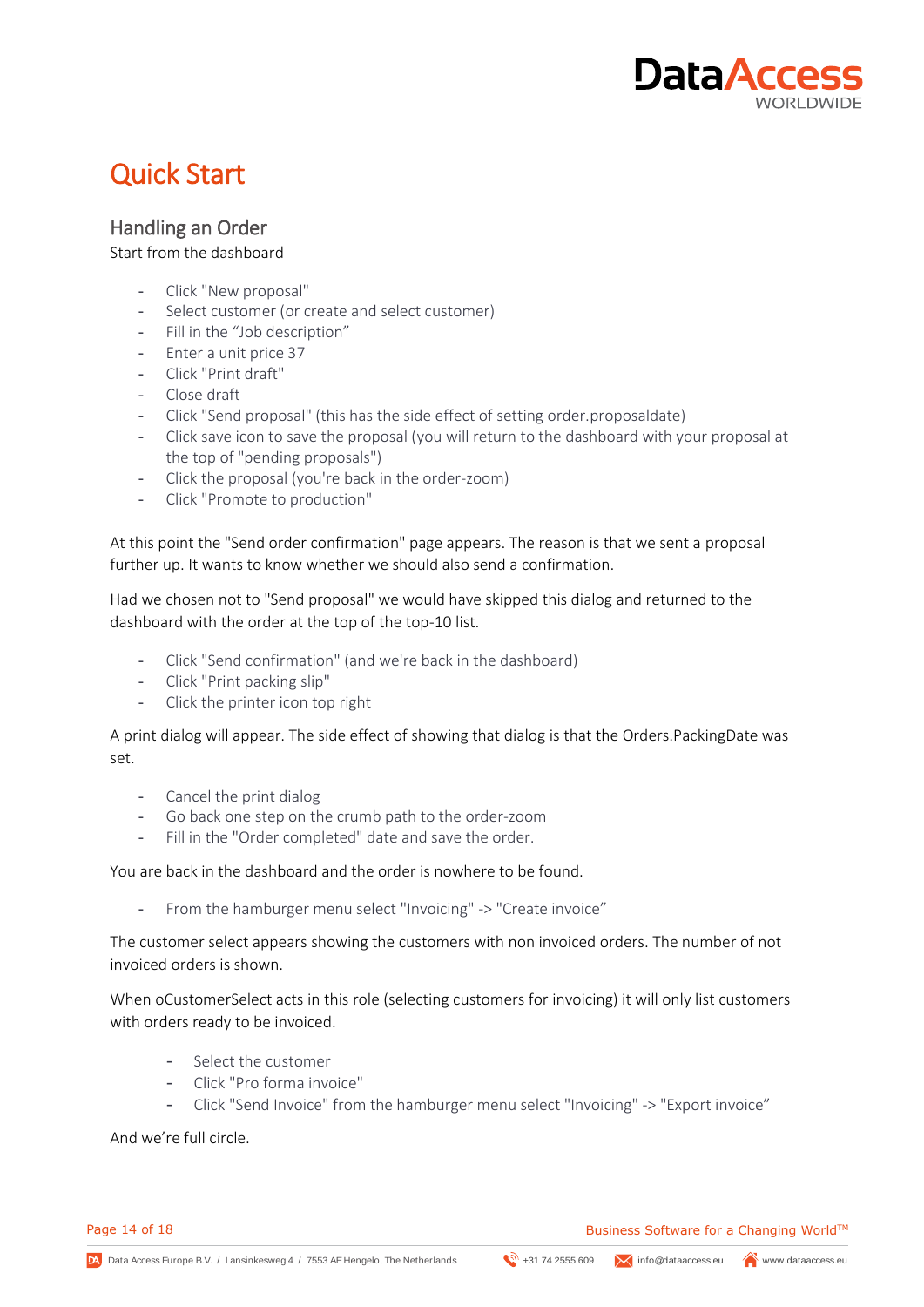# Quick Start

## Handling an Order

Start from the dashboard

- Click "New proposal"
- Select customer (or create and select customer)
- Fill in the “Job description”
- Enter a unit price 37
- Click "Print draft"
- Close draft
- Click "Send proposal" (this has the side effect of setting order.proposaldate)
- Click save icon to save the proposal (you will return to the dashboard with your proposal at the top of "pending proposals")
- Click the proposal (you're back in the order-zoom)
- Click "Promote to production"

At this point the "Send order confirmation" page appears. The reason is that we sent a proposal further up. It wants to know whether we should also send a confirmation.

Had we chosen not to "Send proposal" we would have skipped this dialog and returned to the dashboard with the order at the top of the top-10 list.

- Click "Send confirmation" (and we're back in the dashboard)
- Click "Print packing slip"
- Click the printer icon top right

A print dialog will appear. The side effect of showing that dialog is that the Orders.PackingDate was set.

- Cancel the print dialog
- Go back one step on the crumb path to the order-zoom
- Fill in the "Order completed" date and save the order.

You are back in the dashboard and the order is nowhere to be found.

- From the hamburger menu select "Invoicing" -> "Create invoice”

The customer select appears showing the customers with non invoiced orders. The number of not invoiced orders is shown.

When oCustomerSelect acts in this role (selecting customers for invoicing) it will only list customers with orders ready to be invoiced.

- Select the customer
- Click "Pro forma invoice"
- Click "Send Invoice" from the hamburger menu select "Invoicing" -> "Export invoice”

And we’re full circle.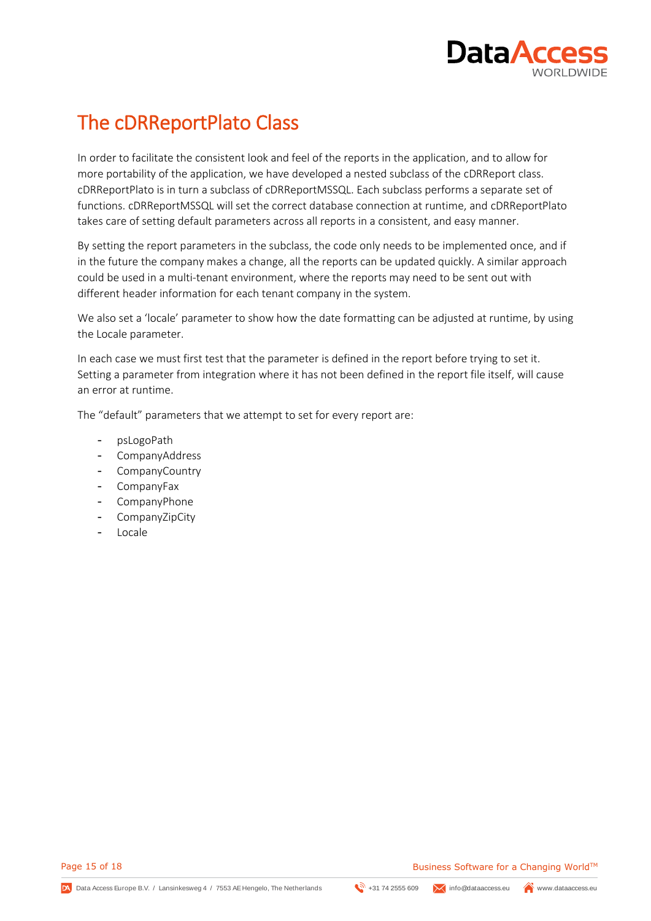# The cDRReportPlato Class

In order to facilitate the consistent look and feel of the reports in the application, and to allow for more portability of the application, we have developed a nested subclass of the cDRReport class. cDRReportPlato is in turn a subclass of cDRReportMSSQL. Each subclass performs a separate set of functions. cDRReportMSSQL will set the correct database connection at runtime, and cDRReportPlato takes care of setting default parameters across all reports in a consistent, and easy manner.

By setting the report parameters in the subclass, the code only needs to be implemented once, and if in the future the company makes a change, all the reports can be updated quickly. A similar approach could be used in a multi-tenant environment, where the reports may need to be sent out with different header information for each tenant company in the system.

We also set a 'locale' parameter to show how the date formatting can be adjusted at runtime, by using the Locale parameter.

In each case we must first test that the parameter is defined in the report before trying to set it. Setting a parameter from integration where it has not been defined in the report file itself, will cause an error at runtime.

The "default" parameters that we attempt to set for every report are:

- psLogoPath
- CompanyAddress
- CompanyCountry
- CompanyFax
- CompanyPhone
- CompanyZipCity
- Locale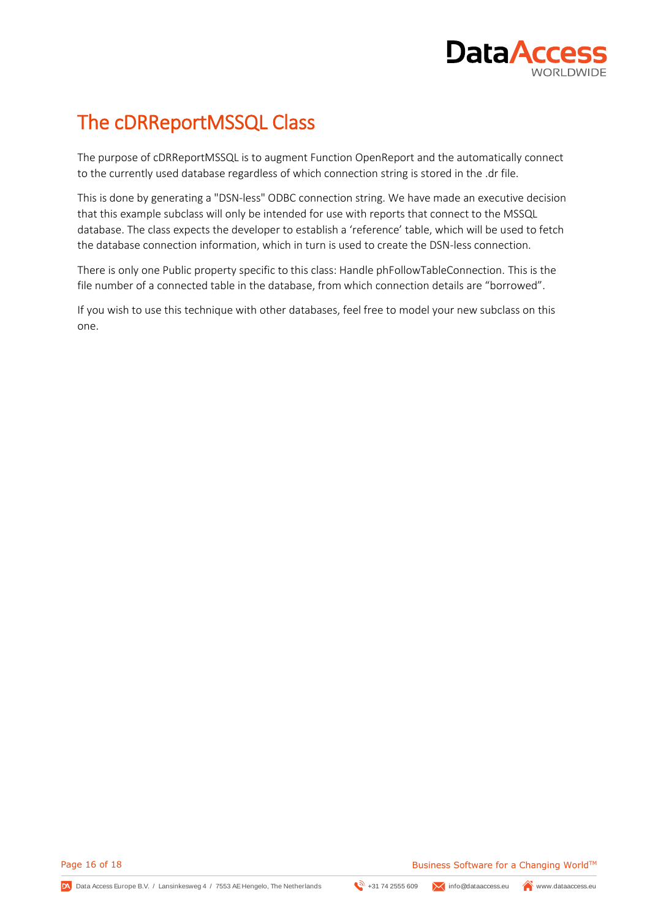# The cDRReportMSSQL Class

The purpose of cDRReportMSSQL is to augment Function OpenReport and the automatically connect to the currently used database regardless of which connection string is stored in the .dr file.

This is done by generating a "DSN-less" ODBC connection string. We have made an executive decision that this example subclass will only be intended for use with reports that connect to the MSSQL database. The class expects the developer to establish a 'reference' table, which will be used to fetch the database connection information, which in turn is used to create the DSN-less connection.

There is only one Public property specific to this class: Handle phFollowTableConnection. This is the file number of a connected table in the database, from which connection details are "borrowed".

If you wish to use this technique with other databases, feel free to model your new subclass on this one.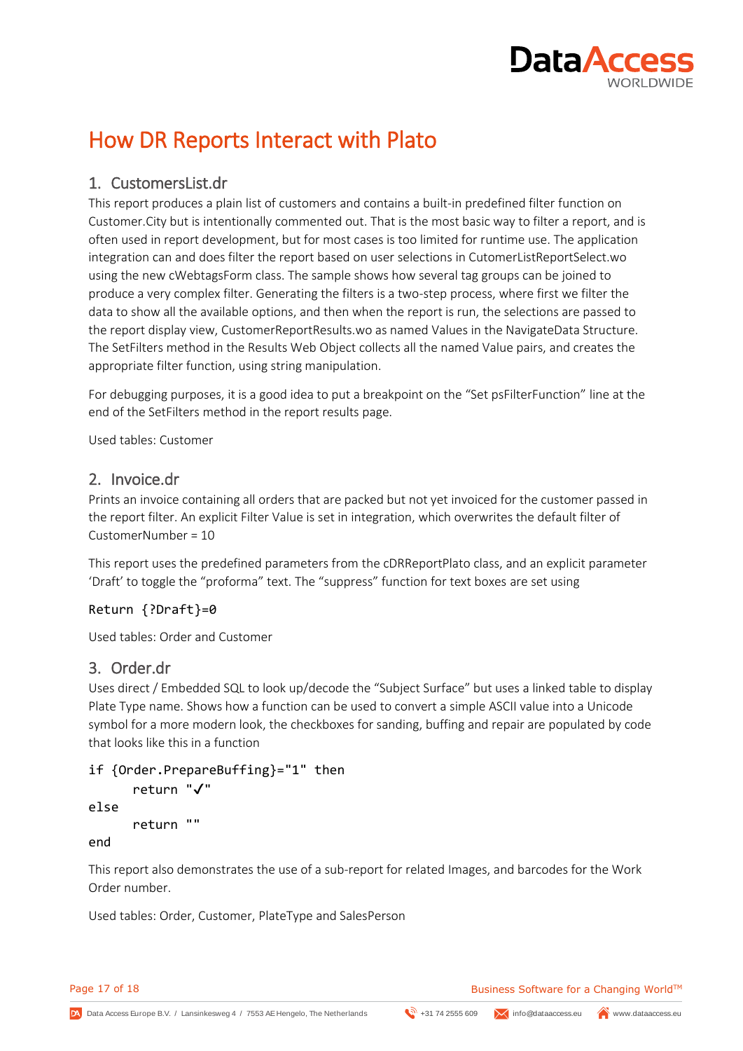# How DR Reports Interact with Plato

## 1. CustomersList.dr

This report produces a plain list of customers and contains a built-in predefined filter function on Customer.City but is intentionally commented out. That is the most basic way to filter a report, and is often used in report development, but for most cases is too limited for runtime use. The application integration can and does filter the report based on user selections in CutomerListReportSelect.wo using the new cWebtagsForm class. The sample shows how several tag groups can be joined to produce a very complex filter. Generating the filters is a two-step process, where first we filter the data to show all the available options, and then when the report is run, the selections are passed to the report display view, CustomerReportResults.wo as named Values in the NavigateData Structure. The SetFilters method in the Results Web Object collects all the named Value pairs, and creates the appropriate filter function, using string manipulation.

For debugging purposes, it is a good idea to put a breakpoint on the "Set psFilterFunction" line at the end of the SetFilters method in the report results page.

Used tables: Customer

## 2. Invoice.dr

Prints an invoice containing all orders that are packed but not yet invoiced for the customer passed in the report filter. An explicit Filter Value is set in integration, which overwrites the default filter of CustomerNumber = 10

This report uses the predefined parameters from the cDRReportPlato class, and an explicit parameter 'Draft' to toggle the "proforma" text. The "suppress" function for text boxes are set using

```
Return {?Draft}=0
```

Used tables: Order and Customer

## 3. Order.dr

Uses direct / Embedded SQL to look up/decode the "Subject Surface" but uses a linked table to display Plate Type name. Shows how a function can be used to convert a simple ASCII value into a Unicode symbol for a more modern look, the checkboxes for sanding, buffing and repair are populated by code that looks like this in a function

```
if {Order.PrepareBuffing}="1" then
      return "✓"
else
      return ""
end
```

This report also demonstrates the use of a sub-report for related Images, and barcodes for the Work Order number.

Used tables: Order, Customer, PlateType and SalesPerson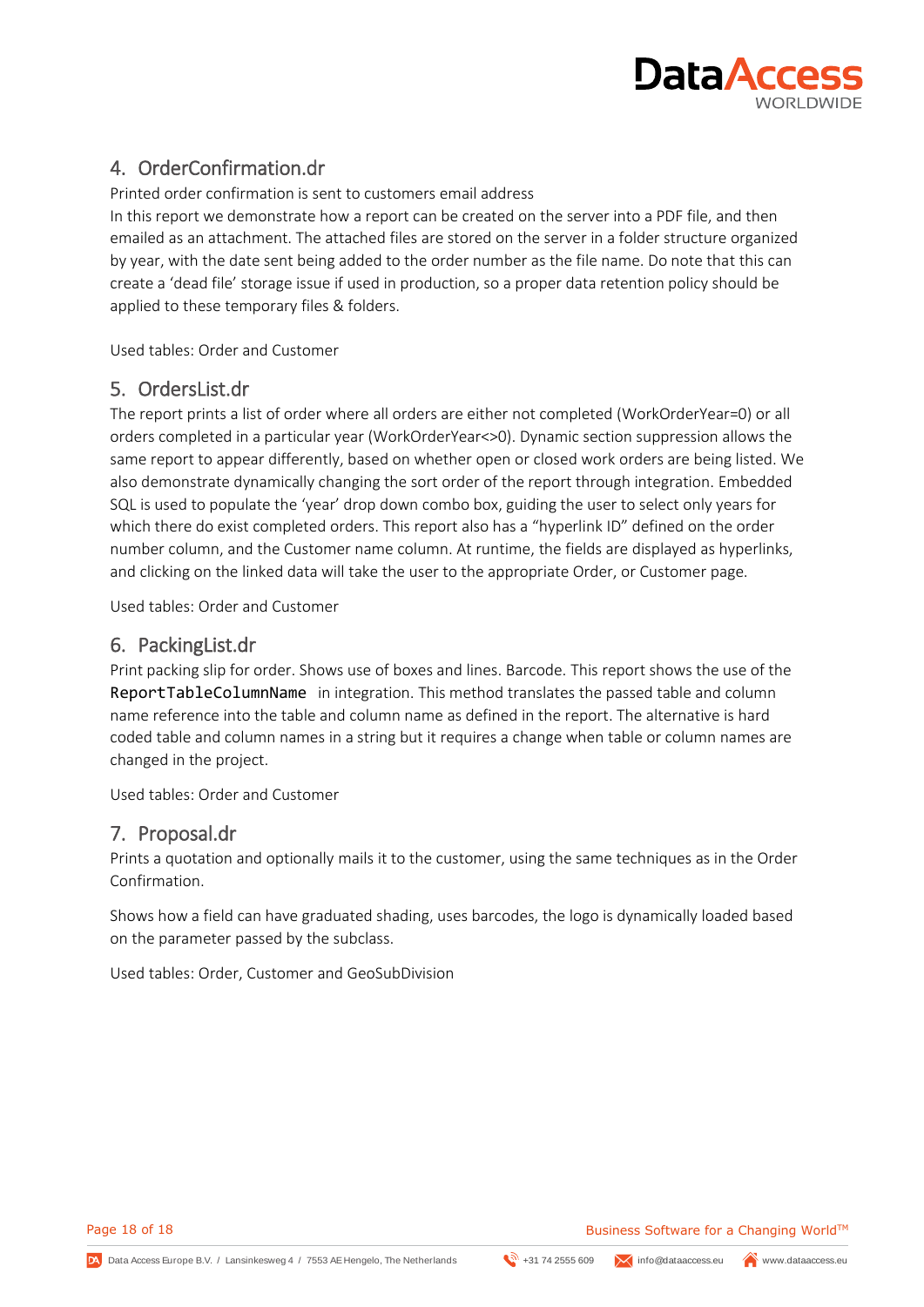## 4. OrderConfirmation.dr

Printed order confirmation is sent to customers email address

In this report we demonstrate how a report can be created on the server into a PDF file, and then emailed as an attachment. The attached files are stored on the server in a folder structure organized by year, with the date sent being added to the order number as the file name. Do note that this can create a 'dead file' storage issue if used in production, so a proper data retention policy should be applied to these temporary files & folders.

Used tables: Order and Customer

## 5. OrdersList.dr

The report prints a list of order where all orders are either not completed (WorkOrderYear=0) or all orders completed in a particular year (WorkOrderYear<>0). Dynamic section suppression allows the same report to appear differently, based on whether open or closed work orders are being listed. We also demonstrate dynamically changing the sort order of the report through integration. Embedded SQL is used to populate the 'year' drop down combo box, guiding the user to select only years for which there do exist completed orders. This report also has a "hyperlink ID" defined on the order number column, and the Customer name column. At runtime, the fields are displayed as hyperlinks, and clicking on the linked data will take the user to the appropriate Order, or Customer page.

Used tables: Order and Customer

## 6. PackingList.dr

Print packing slip for order. Shows use of boxes and lines. Barcode. This report shows the use of the `ReportTableColumnName` in integration. This method translates the passed table and column name reference into the table and column name as defined in the report. The alternative is hard coded table and column names in a string but it requires a change when table or column names are changed in the project.

Used tables: Order and Customer

## 7. Proposal.dr

Prints a quotation and optionally mails it to the customer, using the same techniques as in the Order Confirmation.

Shows how a field can have graduated shading, uses barcodes, the logo is dynamically loaded based on the parameter passed by the subclass.

Used tables: Order, Customer and GeoSubDivision